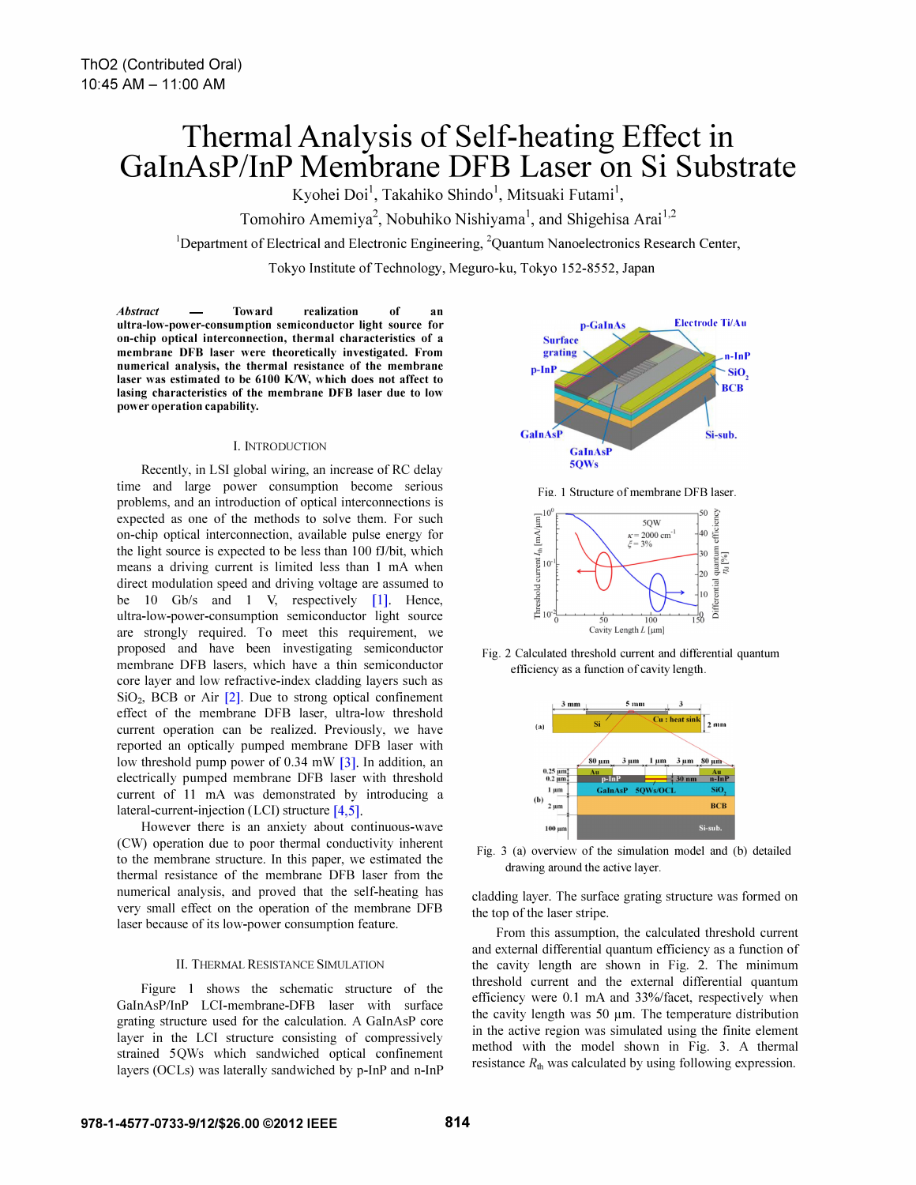# Thermal Analysis of Self-heating Effect in GaInAsP/InP Membrane DFB Laser on Si Substrate

Kyohei Doi[1], Takahiko Shindo[1], Mitsuaki Futami[1], Tomohiro Amemiya[2], Nobuhiko Nishiyama[1], and Shigehisa Arai[1,2]

[1]Department of Electrical and Electronic Engineering, [2]Quantum Nanoelectronics Research Center, Tokyo Institute of Technology, Meguro-ku, Tokyo 152-8552, Japan

***Abstract*** **— Toward realization of an ultra-low-power-consumption semiconductor light source for on-chip optical interconnection, thermal characteristics of a membrane DFB laser were theoretically investigated. From numerical analysis, the thermal resistance of the membrane laser was estimated to be 6100 K/W, which does not affect to lasing characteristics of the membrane DFB laser due to low power operation capability.**

## I. Introduction

Recently, in LSI global wiring, an increase of RC delay time and large power consumption become serious problems, and an introduction of optical interconnections is expected as one of the methods to solve them. For such on-chip optical interconnection, available pulse energy for the light source is expected to be less than 100 fJ/bit, which means a driving current is limited less than 1 mA when direct modulation speed and driving voltage are assumed to be 10 Gb/s and 1 V, respectively [1]. Hence, ultra-low-power-consumption semiconductor light source are strongly required. To meet this requirement, we proposed and have been investigating semiconductor membrane DFB lasers, which have a thin semiconductor core layer and low refractive-index cladding layers such as $SiO_2$, BCB or Air [2]. Due to strong optical confinement effect of the membrane DFB laser, ultra-low threshold current operation can be realized. Previously, we have reported an optically pumped membrane DFB laser with low threshold pump power of 0.34 mW [3]. In addition, an electrically pumped membrane DFB laser with threshold current of 11 mA was demonstrated by introducing a lateral-current-injection (LCI) structure [4,5].

However there is an anxiety about continuous-wave (CW) operation due to poor thermal conductivity inherent to the membrane structure. In this paper, we estimated the thermal resistance of the membrane DFB laser from the numerical analysis, and proved that the self-heating has very small effect on the operation of the membrane DFB laser because of its low-power consumption feature.

## II. Thermal Resistance Simulation

Figure 1 shows the schematic structure of the GaInAsP/InP LCI-membrane-DFB laser with surface grating structure used for the calculation. A GaInAsP core layer in the LCI structure consisting of compressively strained 5QWs which sandwiched optical confinement layers (OCLs) was laterally sandwiched by p-InP and n-InP cladding layer. The surface grating structure was formed on the top of the laser stripe.

Fig. 1 Structure of membrane DFB laser.

Fig. 2 Calculated threshold current and differential quantum efficiency as a function of cavity length.

Fig. 3 (a) overview of the simulation model and (b) detailed drawing around the active layer.

From this assumption, the calculated threshold current and external differential quantum efficiency as a function of the cavity length are shown in Fig. 2. The minimum threshold current and the external differential quantum efficiency were 0.1 mA and 33%/facet, respectively when the cavity length was 50 μm. The temperature distribution in the active region was simulated using the finite element method with the model shown in Fig. 3. A thermal resistance $R_{th}$ was calculated by using following expression.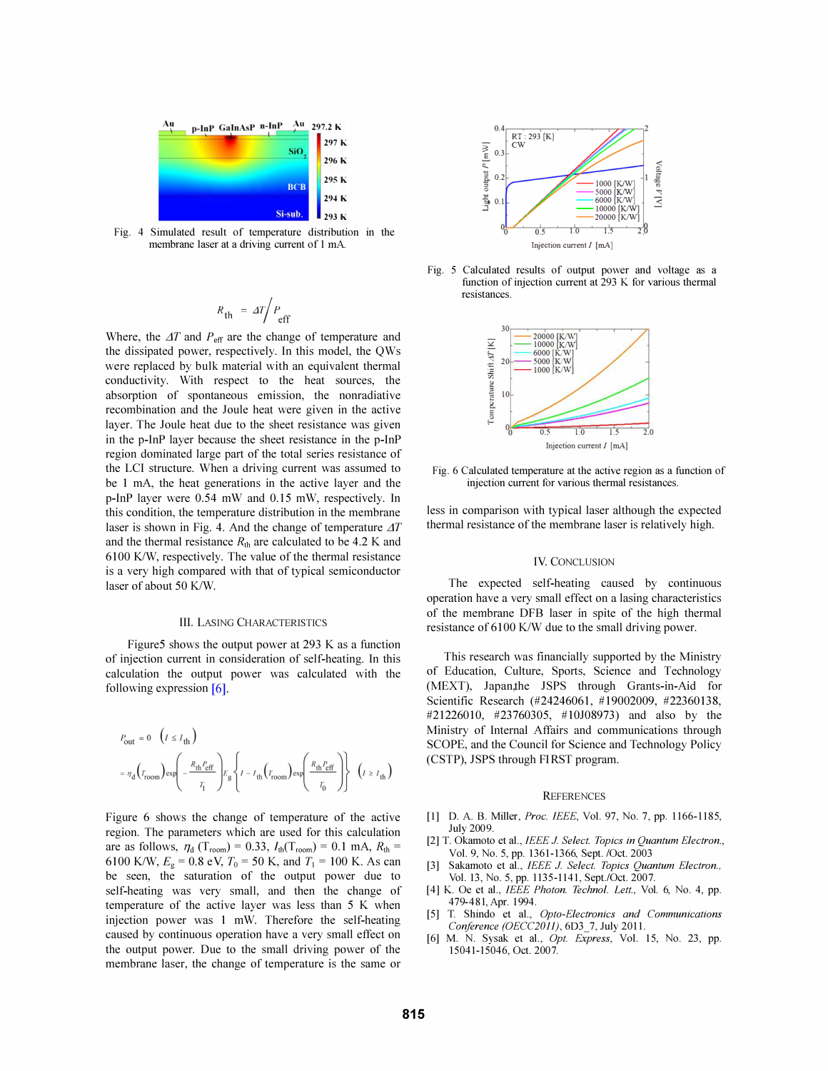Au p-InP GaInAsP n-InP Au 297.2 K

SiO$_2$

BCB

Si-sub.

297 K
296 K
295 K
294 K
293 K

Fig. 4 Simulated result of temperature distribution in the membrane laser at a driving current of 1 mA.

$$R_{th} = \Delta T / P_{eff}$$

Where, the $\Delta T$ and $P_{eff}$ are the change of temperature and the dissipated power, respectively. In this model, the QWs were replaced by bulk material with an equivalent thermal conductivity. With respect to the heat sources, the absorption of spontaneous emission, the nonradiative recombination and the Joule heat were given in the active layer. The Joule heat due to the sheet resistance was given in the p-InP layer because the sheet resistance in the p-InP region dominated large part of the total series resistance of the LCI structure. When a driving current was assumed to be 1 mA, the heat generations in the active layer and the p-InP layer were 0.54 mW and 0.15 mW, respectively. In this condition, the temperature distribution in the membrane laser is shown in Fig. 4. And the change of temperature $\Delta T$ and the thermal resistance $R_{th}$ are calculated to be 4.2 K and 6100 K/W, respectively. The value of the thermal resistance is a very high compared with that of typical semiconductor laser of about 50 K/W.

## III. Lasing Characteristics

Figure5 shows the output power at 293 K as a function of injection current in consideration of self-heating. In this calculation the output power was calculated with the following expression [6].

$$P_{out} = 0 \quad (I \leq I_{th})$$

$$= \eta_d(T_{room})\exp\left(-\frac{R_{th}P_{eff}}{T_1}\right)E_g\left\{I - I_{th}(T_{room})\exp\left(\frac{R_{th}P_{eff}}{T_0}\right)\right\} \quad (I \geq I_{th})$$

Figure 6 shows the change of temperature of the active region. The parameters which are used for this calculation are as follows, $\eta_d$ ($T_{room}$) = 0.33, $I_{th}$($T_{room}$) = 0.1 mA, $R_{th}$ = 6100 K/W, $E_g$ = 0.8 eV, $T_0$ = 50 K, and $T_1$ = 100 K. As can be seen, the saturation of the output power due to self-heating was very small, and then the change of temperature of the active layer was less than 5 K when injection power was 1 mW. Therefore the self-heating caused by continuous operation have a very small effect on the output power. Due to the small driving power of the membrane laser, the change of temperature is the same or less in comparison with typical laser although the expected thermal resistance of the membrane laser is relatively high.

RT : 293 [K]
CW

Light output $P$ [mW]

Voltage $V$ [V]

Injection current $I$ [mA]

1000 [K/W]
5000 [K/W]
6000 [K/W]
10000 [K/W]
20000 [K/W]

0 0.1 0.2 0.3 0.4
0 0.5 1.0 1.5 2.0
0 1 2

Fig. 5 Calculated results of output power and voltage as a function of injection current at 293 K for various thermal resistances.

20000 [K/W]
10000 [K/W]
6000 [K/W]
5000 [K/W]
1000 [K/W]

Temperature Shift $\Delta T$ [K]

Injection current $I$ [mA]

0 10 20 30
0 0.5 1.0 1.5 2.0

Fig. 6 Calculated temperature at the active region as a function of injection current for various thermal resistances.

## IV. Conclusion

The expected self-heating caused by continuous operation have a very small effect on a lasing characteristics of the membrane DFB laser in spite of the high thermal resistance of 6100 K/W due to the small driving power.

This research was financially supported by the Ministry of Education, Culture, Sports, Science and Technology (MEXT), Japan,the JSPS through Grants-in-Aid for Scientific Research (#24246061, #19002009, #22360138, #21226010, #23760305, #10J08973) and also by the Ministry of Internal Affairs and communications through SCOPE, and the Council for Science and Technology Policy (CSTP), JSPS through FIRST program.

## References

[1] D. A. B. Miller, *Proc. IEEE*, Vol. 97, No. 7, pp. 1166-1185, July 2009.

[2] T. Okamoto et al., *IEEE J. Select. Topics in Quantum Electron.*, Vol. 9, No. 5, pp. 1361-1366, Sept. /Oct. 2003

[3] Sakamoto et al., *IEEE J. Select. Topics Quantum Electron.*, Vol. 13, No. 5, pp. 1135-1141, Sept./Oct. 2007.

[4] K. Oe et al., *IEEE Photon. Technol. Lett.*, Vol. 6, No. 4, pp. 479-481, Apr. 1994.

[5] T. Shindo et al., *Opto-Electronics and Communications Conference (OECC2011)*, 6D3_7, July 2011.

[6] M. N. Sysak et al., *Opt. Express*, Vol. 15, No. 23, pp. 15041-15046, Oct. 2007.